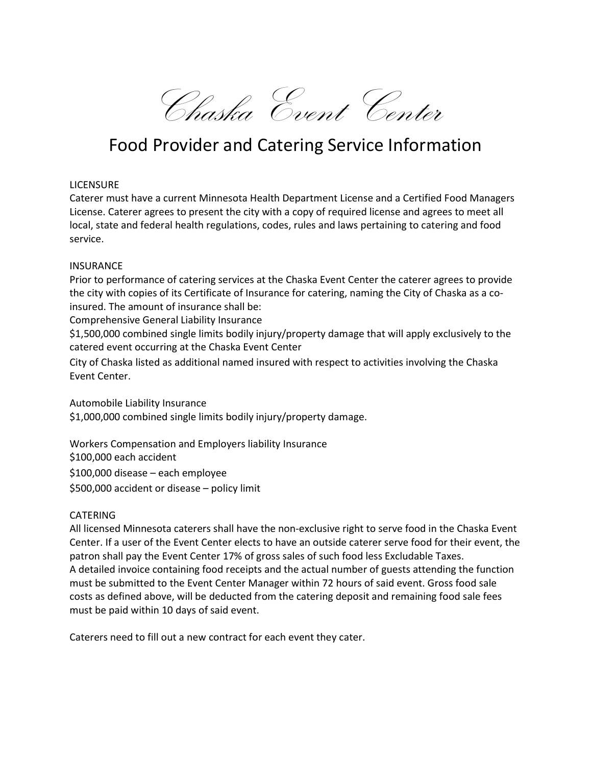# Chaska Event Center

## Food Provider and Catering Service Information

### LICENSURE

Caterer must have a current Minnesota Health Department License and a Certified Food Managers License. Caterer agrees to present the city with a copy of required license and agrees to meet all local, state and federal health regulations, codes, rules and laws pertaining to catering and food service.

### INSURANCE

Prior to performance of catering services at the Chaska Event Center the caterer agrees to provide the city with copies of its Certificate of Insurance for catering, naming the City of Chaska as a co-insured. The amount of insurance shall be:

Comprehensive General Liability Insurance

$1,500,000 combined single limits bodily injury/property damage that will apply exclusively to the catered event occurring at the Chaska Event Center

City of Chaska listed as additional named insured with respect to activities involving the Chaska Event Center.

Automobile Liability Insurance

$1,000,000 combined single limits bodily injury/property damage.

Workers Compensation and Employers liability Insurance

$100,000 each accident

$100,000 disease – each employee

$500,000 accident or disease – policy limit

### CATERING

All licensed Minnesota caterers shall have the non-exclusive right to serve food in the Chaska Event Center. If a user of the Event Center elects to have an outside caterer serve food for their event, the patron shall pay the Event Center 17% of gross sales of such food less Excludable Taxes.

A detailed invoice containing food receipts and the actual number of guests attending the function must be submitted to the Event Center Manager within 72 hours of said event. Gross food sale costs as defined above, will be deducted from the catering deposit and remaining food sale fees must be paid within 10 days of said event.

Caterers need to fill out a new contract for each event they cater.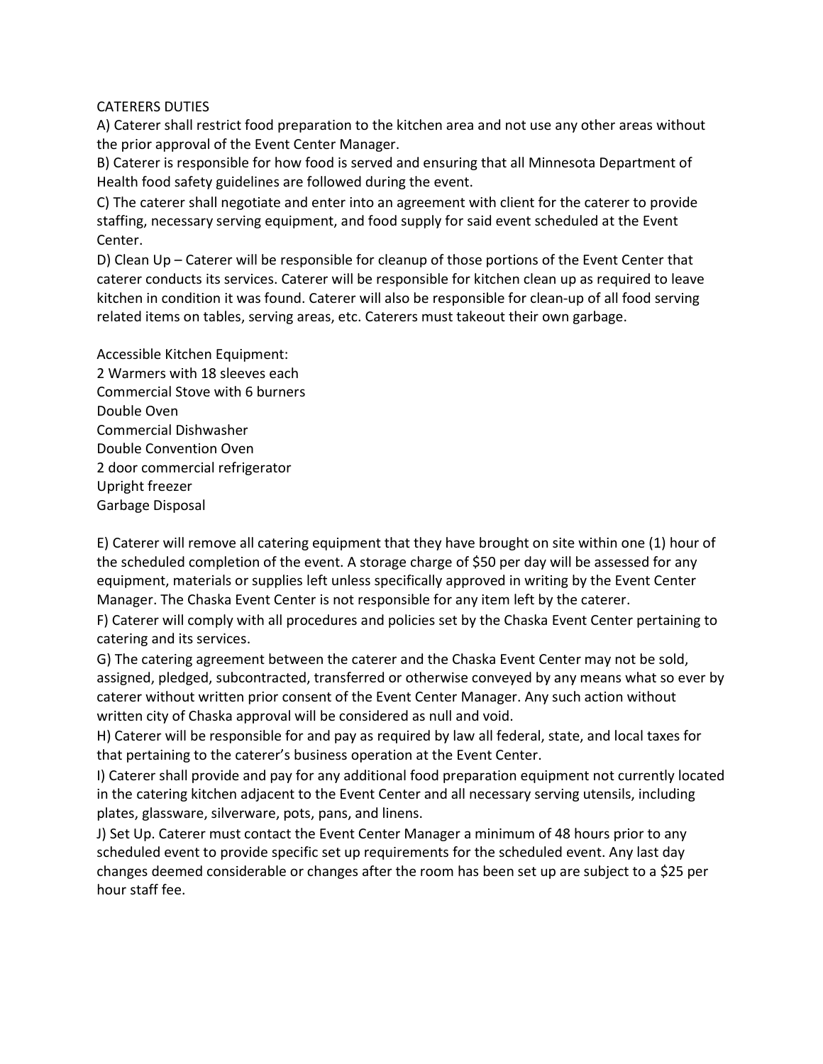CATERERS DUTIES

A) Caterer shall restrict food preparation to the kitchen area and not use any other areas without the prior approval of the Event Center Manager.

B) Caterer is responsible for how food is served and ensuring that all Minnesota Department of Health food safety guidelines are followed during the event.

C) The caterer shall negotiate and enter into an agreement with client for the caterer to provide staffing, necessary serving equipment, and food supply for said event scheduled at the Event Center.

D) Clean Up – Caterer will be responsible for cleanup of those portions of the Event Center that caterer conducts its services. Caterer will be responsible for kitchen clean up as required to leave kitchen in condition it was found. Caterer will also be responsible for clean-up of all food serving related items on tables, serving areas, etc. Caterers must takeout their own garbage.

Accessible Kitchen Equipment:
2 Warmers with 18 sleeves each
Commercial Stove with 6 burners
Double Oven
Commercial Dishwasher
Double Convention Oven
2 door commercial refrigerator
Upright freezer
Garbage Disposal

E) Caterer will remove all catering equipment that they have brought on site within one (1) hour of the scheduled completion of the event. A storage charge of $50 per day will be assessed for any equipment, materials or supplies left unless specifically approved in writing by the Event Center Manager. The Chaska Event Center is not responsible for any item left by the caterer.

F) Caterer will comply with all procedures and policies set by the Chaska Event Center pertaining to catering and its services.

G) The catering agreement between the caterer and the Chaska Event Center may not be sold, assigned, pledged, subcontracted, transferred or otherwise conveyed by any means what so ever by caterer without written prior consent of the Event Center Manager. Any such action without written city of Chaska approval will be considered as null and void.

H) Caterer will be responsible for and pay as required by law all federal, state, and local taxes for that pertaining to the caterer's business operation at the Event Center.

I) Caterer shall provide and pay for any additional food preparation equipment not currently located in the catering kitchen adjacent to the Event Center and all necessary serving utensils, including plates, glassware, silverware, pots, pans, and linens.

J) Set Up. Caterer must contact the Event Center Manager a minimum of 48 hours prior to any scheduled event to provide specific set up requirements for the scheduled event. Any last day changes deemed considerable or changes after the room has been set up are subject to a $25 per hour staff fee.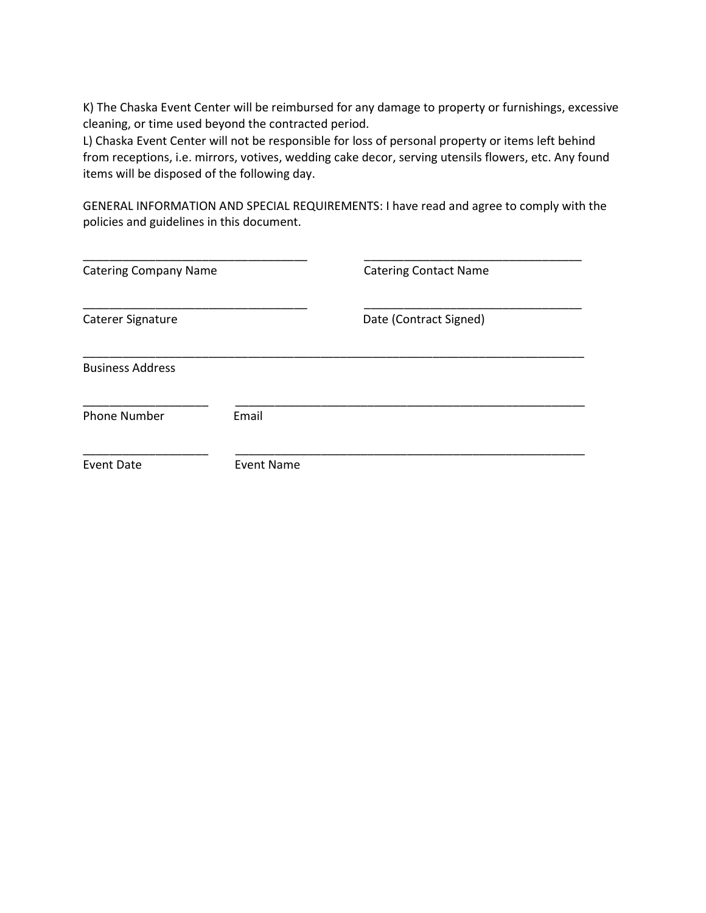K) The Chaska Event Center will be reimbursed for any damage to property or furnishings, excessive cleaning, or time used beyond the contracted period.
L) Chaska Event Center will not be responsible for loss of personal property or items left behind from receptions, i.e. mirrors, votives, wedding cake decor, serving utensils flowers, etc. Any found items will be disposed of the following day.

GENERAL INFORMATION AND SPECIAL REQUIREMENTS: I have read and agree to comply with the policies and guidelines in this document.

\_\_\_\_\_\_\_\_\_\_\_\_\_\_\_\_\_\_\_\_\_\_\_\_\_\_\_\_\_\_\_\_\_\_ \_\_\_\_\_\_\_\_\_\_\_\_\_\_\_\_\_\_\_\_\_\_\_\_\_\_\_\_\_\_\_\_\_\_
Catering Company Name Catering Contact Name

\_\_\_\_\_\_\_\_\_\_\_\_\_\_\_\_\_\_\_\_\_\_\_\_\_\_\_\_\_\_\_\_\_\_ \_\_\_\_\_\_\_\_\_\_\_\_\_\_\_\_\_\_\_\_\_\_\_\_\_\_\_\_\_\_\_\_\_\_
Caterer Signature Date (Contract Signed)

\_\_\_\_\_\_\_\_\_\_\_\_\_\_\_\_\_\_\_\_\_\_\_\_\_\_\_\_\_\_\_\_\_\_\_\_\_\_\_\_\_\_\_\_\_\_\_\_\_\_\_\_\_\_\_\_\_\_\_\_\_\_\_\_\_\_\_\_\_\_\_\_
Business Address

\_\_\_\_\_\_\_\_\_\_\_\_\_\_\_\_\_\_\_ \_\_\_\_\_\_\_\_\_\_\_\_\_\_\_\_\_\_\_\_\_\_\_\_\_\_\_\_\_\_\_\_\_\_\_\_\_\_\_\_\_\_\_\_\_\_\_\_\_\_
Phone Number Email

\_\_\_\_\_\_\_\_\_\_\_\_\_\_\_\_\_\_\_ \_\_\_\_\_\_\_\_\_\_\_\_\_\_\_\_\_\_\_\_\_\_\_\_\_\_\_\_\_\_\_\_\_\_\_\_\_\_\_\_\_\_\_\_\_\_\_\_\_\_
Event Date Event Name